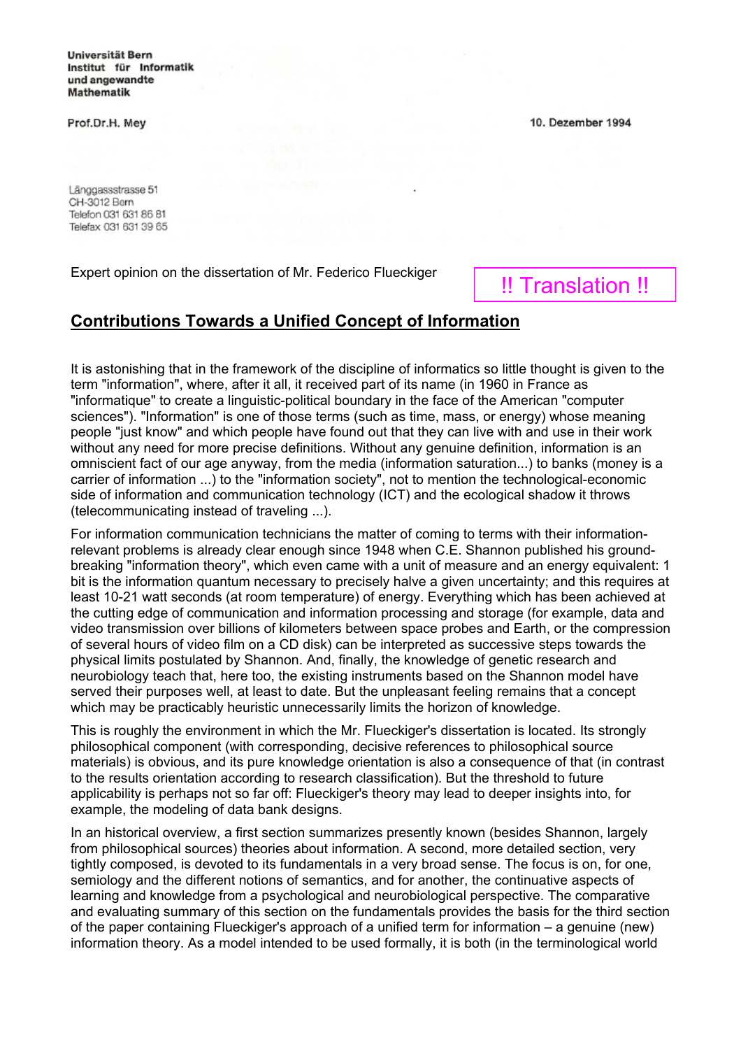**Universität Bern**
**Institut für Informatik**
**und angewandte**
**Mathematik**

**Prof.Dr.H. Mey**

**10. Dezember 1994**

Länggassstrasse 51
CH-3012 Bern
Telefon 031 631 86 81
Telefax 031 631 39 65

Expert opinion on the dissertation of Mr. Federico Flueckiger

!! Translation !!

## Contributions Towards a Unified Concept of Information

It is astonishing that in the framework of the discipline of informatics so little thought is given to the term "information", where, after it all, it received part of its name (in 1960 in France as "informatique" to create a linguistic-political boundary in the face of the American "computer sciences"). "Information" is one of those terms (such as time, mass, or energy) whose meaning people "just know" and which people have found out that they can live with and use in their work without any need for more precise definitions. Without any genuine definition, information is an omniscient fact of our age anyway, from the media (information saturation...) to banks (money is a carrier of information ...) to the "information society", not to mention the technological-economic side of information and communication technology (ICT) and the ecological shadow it throws (telecommunicating instead of traveling ...).

For information communication technicians the matter of coming to terms with their information-relevant problems is already clear enough since 1948 when C.E. Shannon published his ground-breaking "information theory", which even came with a unit of measure and an energy equivalent: 1 bit is the information quantum necessary to precisely halve a given uncertainty; and this requires at least $10^{-21}$ watt seconds (at room temperature) of energy. Everything which has been achieved at the cutting edge of communication and information processing and storage (for example, data and video transmission over billions of kilometers between space probes and Earth, or the compression of several hours of video film on a CD disk) can be interpreted as successive steps towards the physical limits postulated by Shannon. And, finally, the knowledge of genetic research and neurobiology teach that, here too, the existing instruments based on the Shannon model have served their purposes well, at least to date. But the unpleasant feeling remains that a concept which may be practically heuristic unnecessarily limits the horizon of knowledge.

This is roughly the environment in which the Mr. Flueckiger's dissertation is located. Its strongly philosophical component (with corresponding, decisive references to philosophical source materials) is obvious, and its pure knowledge orientation is also a consequence of that (in contrast to the results orientation according to research classification). But the threshold to future applicability is perhaps not so far off: Flueckiger's theory may lead to deeper insights into, for example, the modeling of data bank designs.

In an historical overview, a first section summarizes presently known (besides Shannon, largely from philosophical sources) theories about information. A second, more detailed section, very tightly composed, is devoted to its fundamentals in a very broad sense. The focus is on, for one, semiology and the different notions of semantics, and for another, the continuative aspects of learning and knowledge from a psychological and neurobiological perspective. The comparative and evaluating summary of this section on the fundamentals provides the basis for the third section of the paper containing Flueckiger's approach of a unified term for information – a genuine (new) information theory. As a model intended to be used formally, it is both (in the terminological world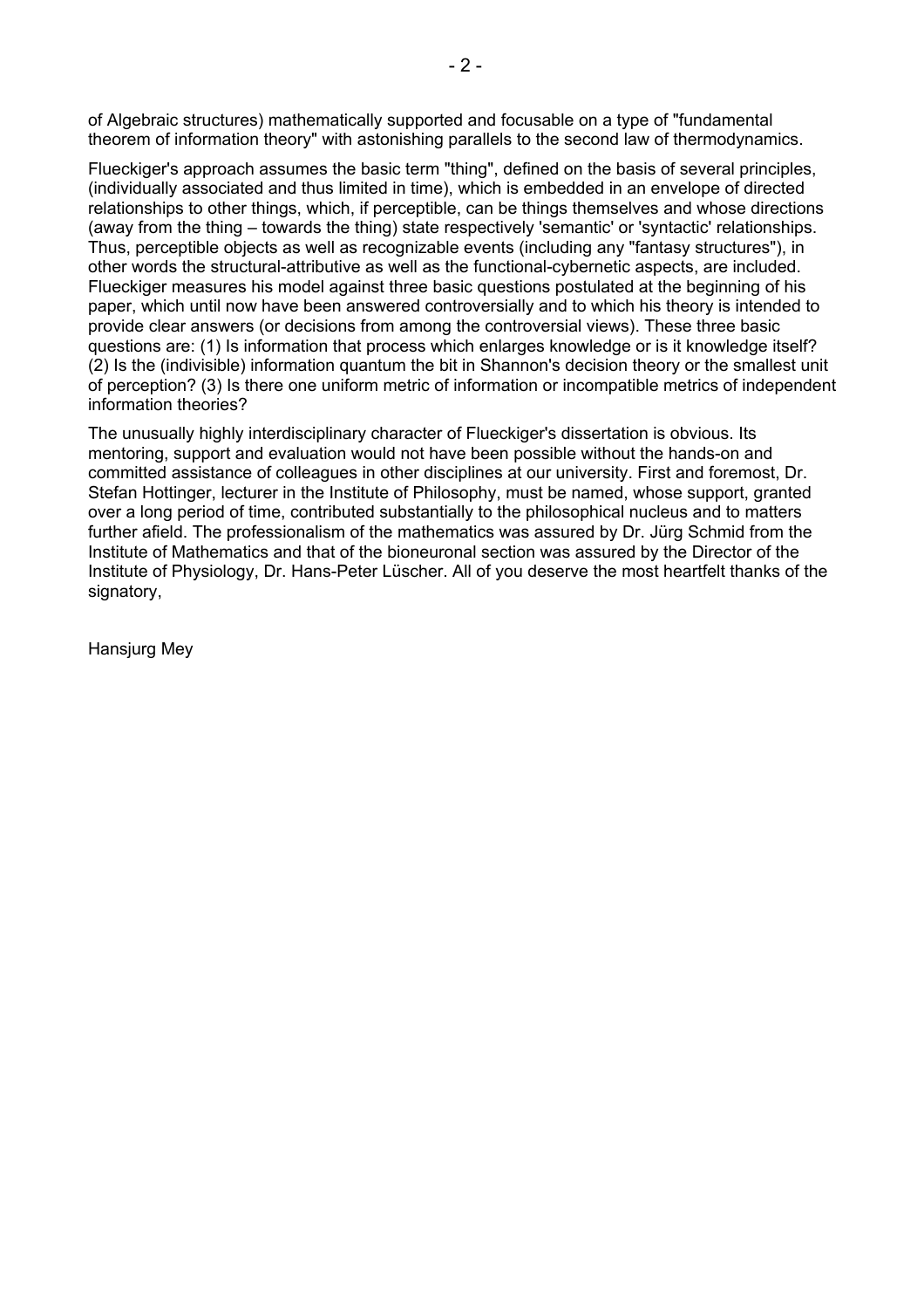of Algebraic structures) mathematically supported and focusable on a type of "fundamental theorem of information theory" with astonishing parallels to the second law of thermodynamics.

Flueckiger's approach assumes the basic term "thing", defined on the basis of several principles, (individually associated and thus limited in time), which is embedded in an envelope of directed relationships to other things, which, if perceptible, can be things themselves and whose directions (away from the thing – towards the thing) state respectively 'semantic' or 'syntactic' relationships. Thus, perceptible objects as well as recognizable events (including any "fantasy structures"), in other words the structural-attributive as well as the functional-cybernetic aspects, are included. Flueckiger measures his model against three basic questions postulated at the beginning of his paper, which until now have been answered controversially and to which his theory is intended to provide clear answers (or decisions from among the controversial views). These three basic questions are: (1) Is information that process which enlarges knowledge or is it knowledge itself? (2) Is the (indivisible) information quantum the bit in Shannon's decision theory or the smallest unit of perception? (3) Is there one uniform metric of information or incompatible metrics of independent information theories?

The unusually highly interdisciplinary character of Flueckiger's dissertation is obvious. Its mentoring, support and evaluation would not have been possible without the hands-on and committed assistance of colleagues in other disciplines at our university. First and foremost, Dr. Stefan Hottinger, lecturer in the Institute of Philosophy, must be named, whose support, granted over a long period of time, contributed substantially to the philosophical nucleus and to matters further afield. The professionalism of the mathematics was assured by Dr. Jürg Schmid from the Institute of Mathematics and that of the bioneuronal section was assured by the Director of the Institute of Physiology, Dr. Hans-Peter Lüscher. All of you deserve the most heartfelt thanks of the signatory,

Hansjurg Mey